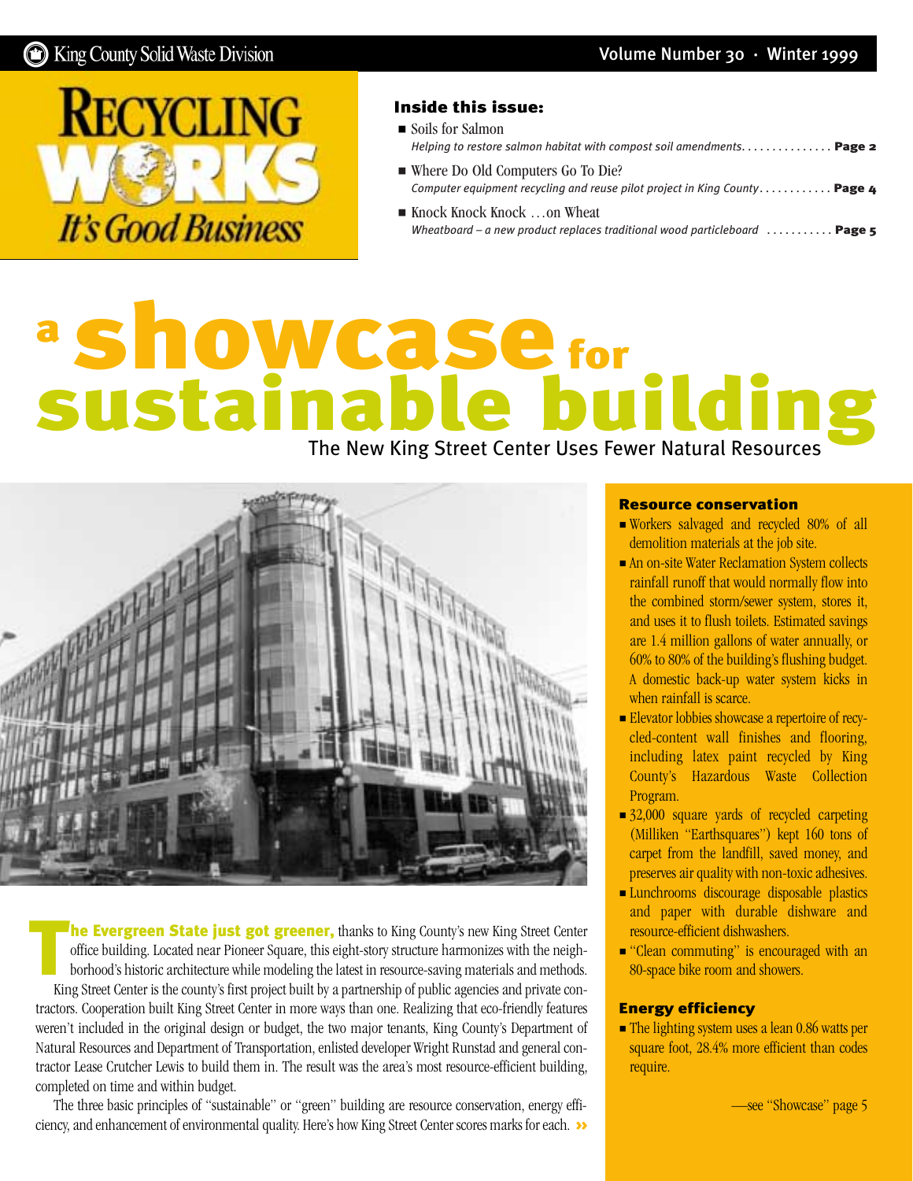King County Solid Waste Division

Volume Number 30 · Winter 1999

# RECYCLING WORKS
*It's Good Business*

**Inside this issue:**

- Soils for Salmon
  *Helping to restore salmon habitat with compost soil amendments.* .............. **Page 2**
- Where Do Old Computers Go To Die?
  *Computer equipment recycling and reuse pilot project in King County* ........... **Page 4**
- Knock Knock Knock …on Wheat
  *Wheatboard – a new product replaces traditional wood particleboard* .......... **Page 5**

# a showcase for sustainable building

## The New King Street Center Uses Fewer Natural Resources

**The Evergreen State just got greener,** thanks to King County's new King Street Center office building. Located near Pioneer Square, this eight-story structure harmonizes with the neighborhood's historic architecture while modeling the latest in resource-saving materials and methods.

King Street Center is the county's first project built by a partnership of public agencies and private contractors. Cooperation built King Street Center in more ways than one. Realizing that eco-friendly features weren't included in the original design or budget, the two major tenants, King County's Department of Natural Resources and Department of Transportation, enlisted developer Wright Runstad and general contractor Lease Crutcher Lewis to build them in. The result was the area's most resource-efficient building, completed on time and within budget.

The three basic principles of "sustainable" or "green" building are resource conservation, energy efficiency, and enhancement of environmental quality. Here's how King Street Center scores marks for each. »

### Resource conservation

- Workers salvaged and recycled 80% of all demolition materials at the job site.
- An on-site Water Reclamation System collects rainfall runoff that would normally flow into the combined storm/sewer system, stores it, and uses it to flush toilets. Estimated savings are 1.4 million gallons of water annually, or 60% to 80% of the building's flushing budget. A domestic back-up water system kicks in when rainfall is scarce.
- Elevator lobbies showcase a repertoire of recycled-content wall finishes and flooring, including latex paint recycled by King County's Hazardous Waste Collection Program.
- 32,000 square yards of recycled carpeting (Milliken "Earthsquares") kept 160 tons of carpet from the landfill, saved money, and preserves air quality with non-toxic adhesives.
- Lunchrooms discourage disposable plastics and paper with durable dishware and resource-efficient dishwashers.
- "Clean commuting" is encouraged with an 80-space bike room and showers.

### Energy efficiency

- The lighting system uses a lean 0.86 watts per square foot, 28.4% more efficient than codes require.

—see "Showcase" page 5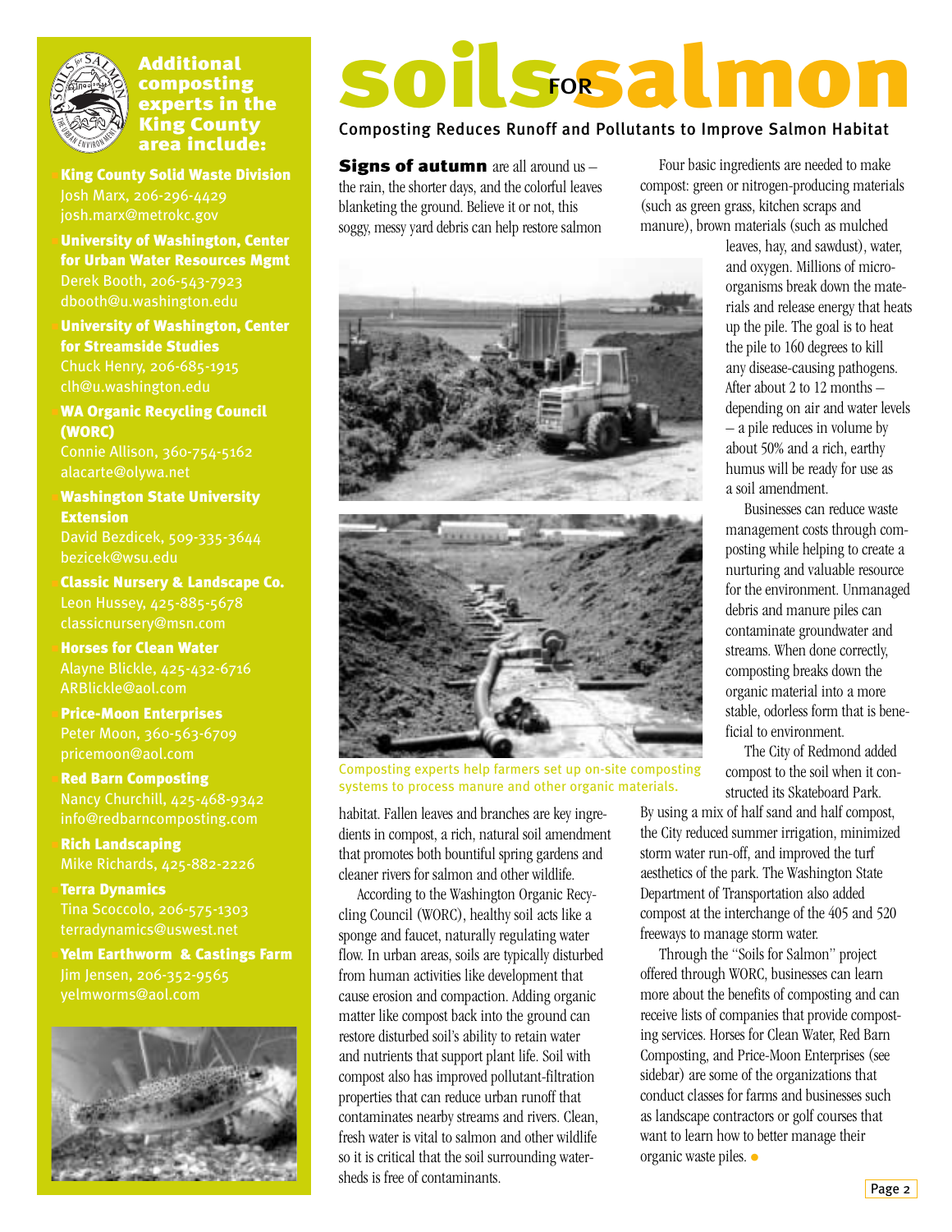# soils FOR salmon

Composting Reduces Runoff and Pollutants to Improve Salmon Habitat

**Signs of autumn** are all around us – the rain, the shorter days, and the colorful leaves blanketing the ground. Believe it or not, this soggy, messy yard debris can help restore salmon habitat. Fallen leaves and branches are key ingredients in compost, a rich, natural soil amendment that promotes both bountiful spring gardens and cleaner rivers for salmon and other wildlife.

Composting experts help farmers set up on-site composting systems to process manure and other organic materials.

According to the Washington Organic Recycling Council (WORC), healthy soil acts like a sponge and faucet, naturally regulating water flow. In urban areas, soils are typically disturbed from human activities like development that cause erosion and compaction. Adding organic matter like compost back into the ground can restore disturbed soil's ability to retain water and nutrients that support plant life. Soil with compost also has improved pollutant-filtration properties that can reduce urban runoff that contaminates nearby streams and rivers. Clean, fresh water is vital to salmon and other wildlife so it is critical that the soil surrounding watersheds is free of contaminants.

Four basic ingredients are needed to make compost: green or nitrogen-producing materials (such as green grass, kitchen scraps and manure), brown materials (such as mulched leaves, hay, and sawdust), water, and oxygen. Millions of microorganisms break down the materials and release energy that heats up the pile. The goal is to heat the pile to 160 degrees to kill any disease-causing pathogens. After about 2 to 12 months – depending on air and water levels – a pile reduces in volume by about 50% and a rich, earthy humus will be ready for use as a soil amendment.

Businesses can reduce waste management costs through composting while helping to create a nurturing and valuable resource for the environment. Unmanaged debris and manure piles can contaminate groundwater and streams. When done correctly, composting breaks down the organic material into a more stable, odorless form that is beneficial to environment.

The City of Redmond added compost to the soil when it constructed its Skateboard Park. By using a mix of half sand and half compost, the City reduced summer irrigation, minimized storm water run-off, and improved the turf aesthetics of the park. The Washington State Department of Transportation also added compost at the interchange of the 405 and 520 freeways to manage storm water.

Through the "Soils for Salmon" project offered through WORC, businesses can learn more about the benefits of composting and can receive lists of companies that provide composting services. Horses for Clean Water, Red Barn Composting, and Price-Moon Enterprises (see sidebar) are some of the organizations that conduct classes for farms and businesses such as landscape contractors or golf courses that want to learn how to better manage their organic waste piles.

## Additional composting experts in the King County area include:

- **King County Solid Waste Division**
  Josh Marx, 206-296-4429
  josh.marx@metrokc.gov
- **University of Washington, Center for Urban Water Resources Mgmt**
  Derek Booth, 206-543-7923
  dbooth@u.washington.edu
- **University of Washington, Center for Streamside Studies**
  Chuck Henry, 206-685-1915
  clh@u.washington.edu
- **WA Organic Recycling Council (WORC)**
  Connie Allison, 360-754-5162
  alacarte@olywa.net
- **Washington State University Extension**
  David Bezdicek, 509-335-3644
  bezicek@wsu.edu
- **Classic Nursery & Landscape Co.**
  Leon Hussey, 425-885-5678
  classicnursery@msn.com
- **Horses for Clean Water**
  Alayne Blickle, 425-432-6716
  ARBlickle@aol.com
- **Price-Moon Enterprises**
  Peter Moon, 360-563-6709
  pricemoon@aol.com
- **Red Barn Composting**
  Nancy Churchill, 425-468-9342
  info@redbarncomposting.com
- **Rich Landscaping**
  Mike Richards, 425-882-2226
- **Terra Dynamics**
  Tina Scoccolo, 206-575-1303
  terradynamics@uswest.net
- **Yelm Earthworm & Castings Farm**
  Jim Jensen, 206-352-9565
  yelmworms@aol.com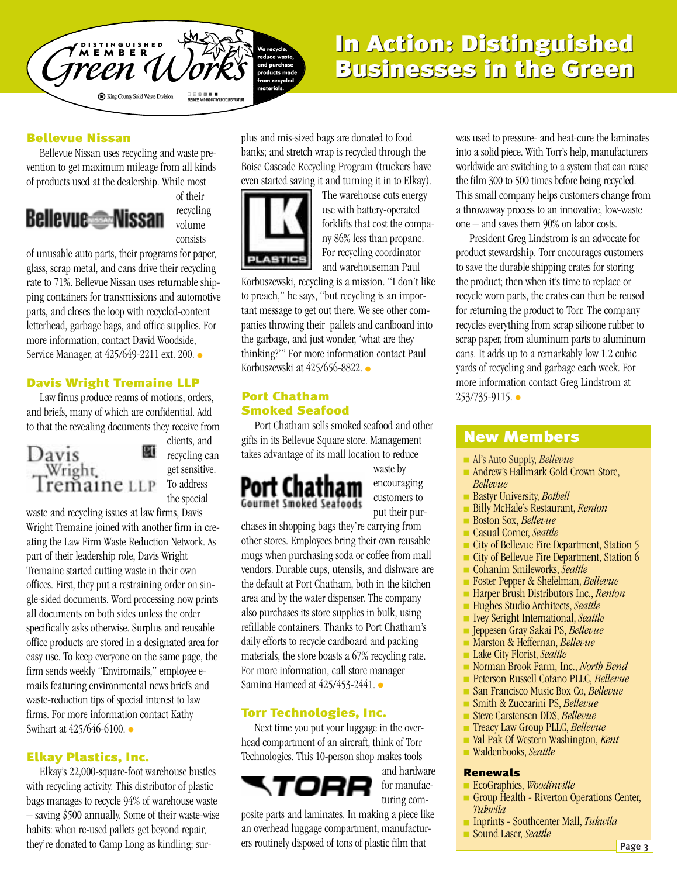# In Action: Distinguished Businesses in the Green

## Bellevue Nissan

Bellevue Nissan uses recycling and waste prevention to get maximum mileage from all kinds of products used at the dealership. While most of their recycling volume consists of unusable auto parts, their programs for paper, glass, scrap metal, and cans drive their recycling rate to 71%. Bellevue Nissan uses returnable shipping containers for transmissions and automotive parts, and closes the loop with recycled-content letterhead, garbage bags, and office supplies. For more information, contact David Woodside, Service Manager, at 425/649-2211 ext. 200.

## Davis Wright Tremaine LLP

Law firms produce reams of motions, orders, and briefs, many of which are confidential. Add to that the revealing documents they receive from clients, and recycling can get sensitive. To address the special waste and recycling issues at law firms, Davis Wright Tremaine joined with another firm in creating the Law Firm Waste Reduction Network. As part of their leadership role, Davis Wright Tremaine started cutting waste in their own offices. First, they put a restraining order on single-sided documents. Word processing now prints all documents on both sides unless the order specifically asks otherwise. Surplus and reusable office products are stored in a designated area for easy use. To keep everyone on the same page, the firm sends weekly "Enviromails," employee e-mails featuring environmental news briefs and waste-reduction tips of special interest to law firms. For more information contact Kathy Swihart at 425/646-6100.

## Elkay Plastics, Inc.

Elkay's 22,000-square-foot warehouse bustles with recycling activity. This distributor of plastic bags manages to recycle 94% of warehouse waste – saving $500 annually. Some of their waste-wise habits: when re-used pallets get beyond repair, they're donated to Camp Long as kindling; surplus and mis-sized bags are donated to food banks; and stretch wrap is recycled through the Boise Cascade Recycling Program (truckers have even started saving it and turning it in to Elkay).

The warehouse cuts energy use with battery-operated forklifts that cost the company 86% less than propane. For recycling coordinator and warehouseman Paul Korbuszewski, recycling is a mission. "I don't like to preach," he says, "but recycling is an important message to get out there. We see other companies throwing their pallets and cardboard into the garbage, and just wonder, 'what are they thinking?'" For more information contact Paul Korbuszewski at 425/656-8822.

## Port Chatham Smoked Seafood

Port Chatham sells smoked seafood and other gifts in its Bellevue Square store. Management takes advantage of its mall location to reduce waste by encouraging customers to put their purchases in shopping bags they're carrying from other stores. Employees bring their own reusable mugs when purchasing soda or coffee from mall vendors. Durable cups, utensils, and dishware are the default at Port Chatham, both in the kitchen area and by the water dispenser. The company also purchases its store supplies in bulk, using refillable containers. Thanks to Port Chatham's daily efforts to recycle cardboard and packing materials, the store boasts a 67% recycling rate. For more information, call store manager Samina Hameed at 425/453-2441.

## Torr Technologies, Inc.

Next time you put your luggage in the overhead compartment of an aircraft, think of Torr Technologies. This 10-person shop makes tools and hardware for manufacturing composite parts and laminates. In making a piece like an overhead luggage compartment, manufacturers routinely disposed of tons of plastic film that was used to pressure- and heat-cure the laminates into a solid piece. With Torr's help, manufacturers worldwide are switching to a system that can reuse the film 300 to 500 times before being recycled. This small company helps customers change from a throwaway process to an innovative, low-waste one – and saves them 90% on labor costs.

President Greg Lindstrom is an advocate for product stewardship. Torr encourages customers to save the durable shipping crates for storing the product; then when it's time to replace or recycle worn parts, the crates can then be reused for returning the product to Torr. The company recycles everything from scrap silicone rubber to scrap paper, from aluminum parts to aluminum cans. It adds up to a remarkably low 1.2 cubic yards of recycling and garbage each week. For more information contact Greg Lindstrom at 253/735-9115.

## New Members

- Al's Auto Supply, *Bellevue*
- Andrew's Hallmark Gold Crown Store, *Bellevue*
- Bastyr University, *Bothell*
- Billy McHale's Restaurant, *Renton*
- Boston Sox, *Bellevue*
- Casual Corner, *Seattle*
- City of Bellevue Fire Department, Station 5
- City of Bellevue Fire Department, Station 6
- Cohanim Smileworks, *Seattle*
- Foster Pepper & Shefelman, *Bellevue*
- Harper Brush Distributors Inc., *Renton*
- Hughes Studio Architects, *Seattle*
- Ivey Seright International, *Seattle*
- Jeppesen Gray Sakai PS, *Bellevue*
- Marston & Heffernan, *Bellevue*
- Lake City Florist, *Seattle*
- Norman Brook Farm, Inc., *North Bend*
- Peterson Russell Cofano PLLC, *Bellevue*
- San Francisco Music Box Co, *Bellevue*
- Smith & Zuccarini PS, *Bellevue*
- Steve Carstensen DDS, *Bellevue*
- Treacy Law Group PLLC, *Bellevue*
- Val Pak Of Western Washington, *Kent*
- Waldenbooks, *Seattle*

### Renewals

- EcoGraphics, *Woodinville*
- Group Health - Riverton Operations Center, *Tukwila*
- Inprints - Southcenter Mall, *Tukwila*
- Sound Laser, *Seattle*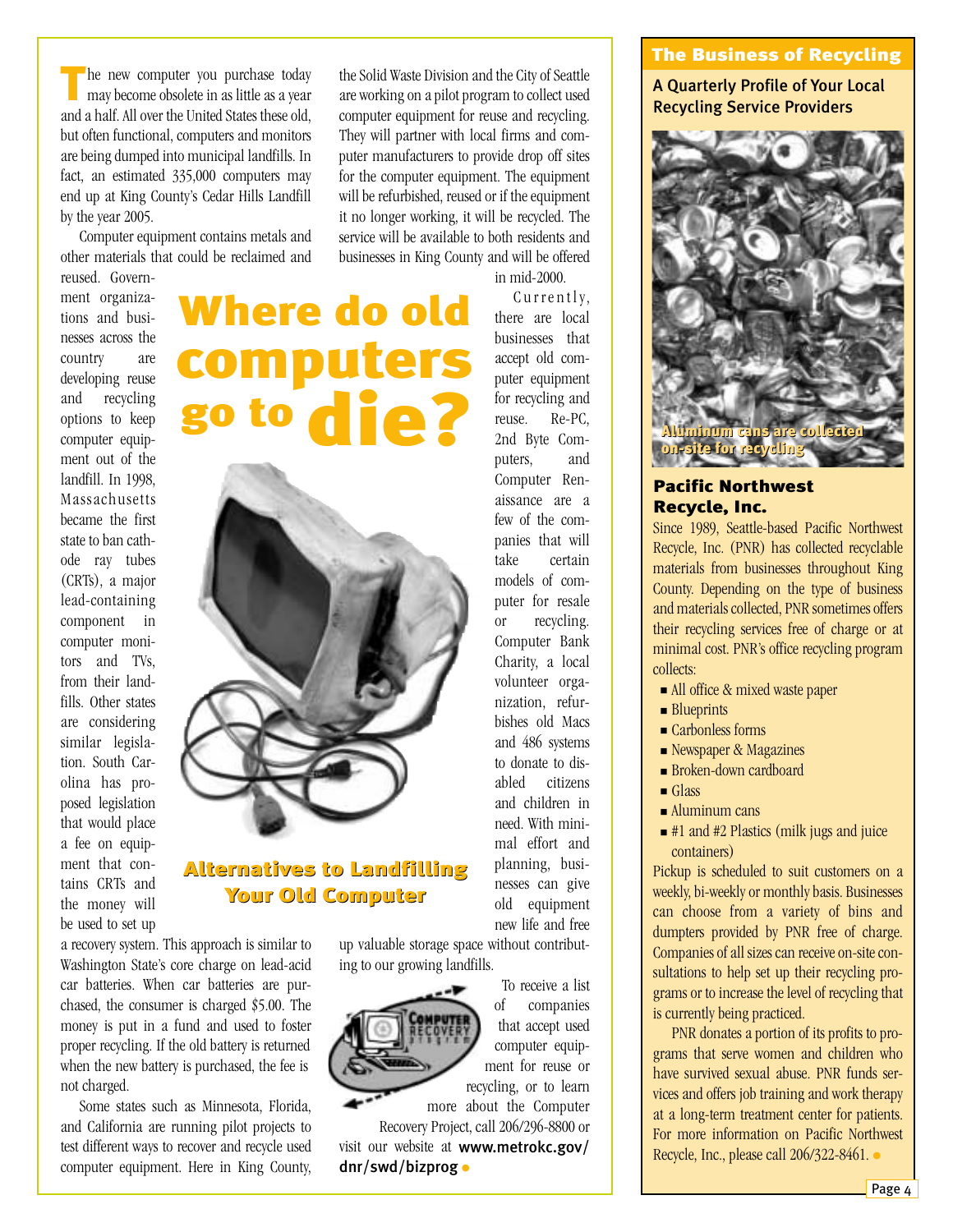# Where do old computers go to die?

## Alternatives to Landfilling Your Old Computer

The new computer you purchase today may become obsolete in as little as a year and a half. All over the United States these old, but often functional, computers and monitors are being dumped into municipal landfills. In fact, an estimated 335,000 computers may end up at King County's Cedar Hills Landfill by the year 2005.

Computer equipment contains metals and other materials that could be reclaimed and reused. Government organizations and businesses across the country are developing reuse and recycling options to keep computer equipment out of the landfill. In 1998, Massachusetts became the first state to ban cathode ray tubes (CRTs), a major lead-containing component in computer monitors and TVs, from their landfills. Other states are considering similar legislation. South Carolina has proposed legislation that would place a fee on equipment that contains CRTs and the money will be used to set up a recovery system. This approach is similar to Washington State's core charge on lead-acid car batteries. When car batteries are purchased, the consumer is charged $5.00. The money is put in a fund and used to foster proper recycling. If the old battery is returned when the new battery is purchased, the fee is not charged.

Some states such as Minnesota, Florida, and California are running pilot projects to test different ways to recover and recycle used computer equipment. Here in King County, the Solid Waste Division and the City of Seattle are working on a pilot program to collect used computer equipment for reuse and recycling. They will partner with local firms and computer manufacturers to provide drop off sites for the computer equipment. The equipment will be refurbished, reused or if the equipment it no longer working, it will be recycled. The service will be available to both residents and businesses in King County and will be offered in mid-2000.

Currently, there are local businesses that accept old computer equipment for recycling and reuse. Re-PC, 2nd Byte Computers, and Computer Renaissance are a few of the companies that will take certain models of computer for resale or recycling. Computer Bank Charity, a local volunteer organization, refurbishes old Macs and 486 systems to donate to disabled citizens and children in need. With minimal effort and planning, businesses can give old equipment new life and free up valuable storage space without contributing to our growing landfills.

To receive a list of companies that accept used computer equipment for reuse or recycling, or to learn more about the Computer Recovery Project, call 206/296-8800 or visit our website at **www.metrokc.gov/dnr/swd/bizprog**

## The Business of Recycling

### A Quarterly Profile of Your Local Recycling Service Providers

Aluminum cans are collected on-site for recycling

### Pacific Northwest Recycle, Inc.

Since 1989, Seattle-based Pacific Northwest Recycle, Inc. (PNR) has collected recyclable materials from businesses throughout King County. Depending on the type of business and materials collected, PNR sometimes offers their recycling services free of charge or at minimal cost. PNR's office recycling program collects:

- All office & mixed waste paper
- Blueprints
- Carbonless forms
- Newspaper & Magazines
- Broken-down cardboard
- Glass
- Aluminum cans
- #1 and #2 Plastics (milk jugs and juice containers)

Pickup is scheduled to suit customers on a weekly, bi-weekly or monthly basis. Businesses can choose from a variety of bins and dumpters provided by PNR free of charge. Companies of all sizes can receive on-site consultations to help set up their recycling programs or to increase the level of recycling that is currently being practiced.

PNR donates a portion of its profits to programs that serve women and children who have survived sexual abuse. PNR funds services and offers job training and work therapy at a long-term treatment center for patients. For more information on Pacific Northwest Recycle, Inc., please call 206/322-8461.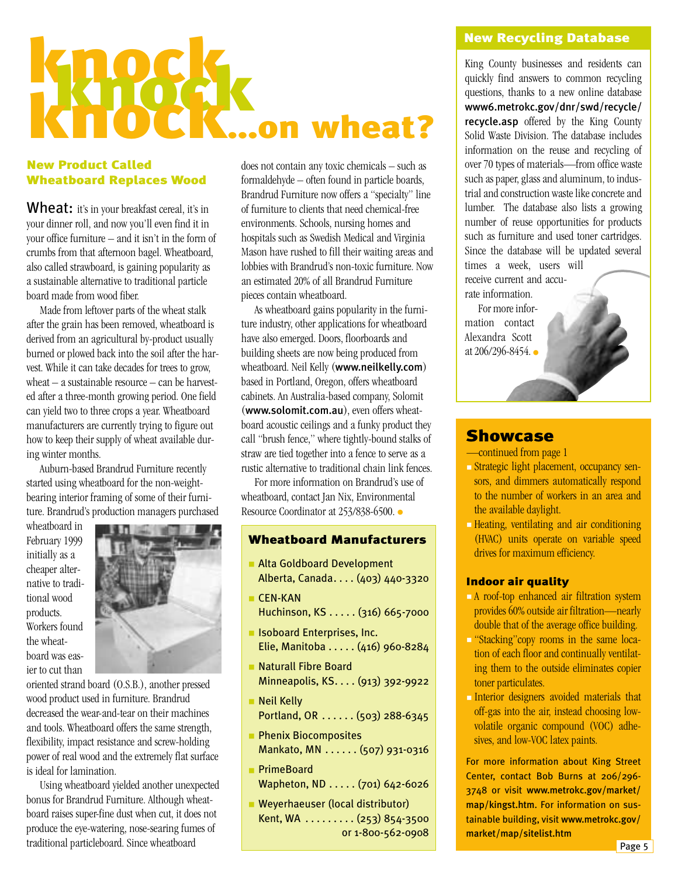# knock knock knock...on wheat?

## New Product Called Wheatboard Replaces Wood

**Wheat:** it's in your breakfast cereal, it's in your dinner roll, and now you'll even find it in your office furniture – and it isn't in the form of crumbs from that afternoon bagel. Wheatboard, also called strawboard, is gaining popularity as a sustainable alternative to traditional particle board made from wood fiber.

Made from leftover parts of the wheat stalk after the grain has been removed, wheatboard is derived from an agricultural by-product usually burned or plowed back into the soil after the harvest. While it can take decades for trees to grow, wheat – a sustainable resource – can be harvested after a three-month growing period. One field can yield two to three crops a year. Wheatboard manufacturers are currently trying to figure out how to keep their supply of wheat available during winter months.

Auburn-based Brandrud Furniture recently started using wheatboard for the non-weight-bearing interior framing of some of their furniture. Brandrud's production managers purchased wheatboard in February 1999 initially as a cheaper alternative to traditional wood products. Workers found the wheatboard was easier to cut than oriented strand board (O.S.B.), another pressed wood product used in furniture. Brandrud decreased the wear-and-tear on their machines and tools. Wheatboard offers the same strength, flexibility, impact resistance and screw-holding power of real wood and the extremely flat surface is ideal for lamination.

Using wheatboard yielded another unexpected bonus for Brandrud Furniture. Although wheatboard raises super-fine dust when cut, it does not produce the eye-watering, nose-searing fumes of traditional particleboard. Since wheatboard does not contain any toxic chemicals – such as formaldehyde – often found in particle boards, Brandrud Furniture now offers a "specialty" line of furniture to clients that need chemical-free environments. Schools, nursing homes and hospitals such as Swedish Medical and Virginia Mason have rushed to fill their waiting areas and lobbies with Brandrud's non-toxic furniture. Now an estimated 20% of all Brandrud Furniture pieces contain wheatboard.

As wheatboard gains popularity in the furniture industry, other applications for wheatboard have also emerged. Doors, floorboards and building sheets are now being produced from wheatboard. Neil Kelly (**www.neilkelly.com**) based in Portland, Oregon, offers wheatboard cabinets. An Australia-based company, Solomit (**www.solomit.com.au**), even offers wheatboard acoustic ceilings and a funky product they call "brush fence," where tightly-bound stalks of straw are tied together into a fence to serve as a rustic alternative to traditional chain link fences.

For more information on Brandrud's use of wheatboard, contact Jan Nix, Environmental Resource Coordinator at 253/838-6500.

### Wheatboard Manufacturers

- Alta Goldboard Development
  Alberta, Canada. . . . (403) 440-3320
- CEN-KAN
  Huchinson, KS . . . . . (316) 665-7000
- Isoboard Enterprises, Inc.
  Elie, Manitoba . . . . . (416) 960-8284
- Naturall Fibre Board
  Minneapolis, KS. . . . (913) 392-9922
- Neil Kelly
  Portland, OR . . . . . . (503) 288-6345
- Phenix Biocomposites
  Mankato, MN . . . . . . (507) 931-0316
- PrimeBoard
  Wapheton, ND . . . . . (701) 642-6026
- Weyerhaeuser (local distributor)
  Kent, WA . . . . . . . . . (253) 854-3500
  or 1-800-562-0908

## New Recycling Database

King County businesses and residents can quickly find answers to common recycling questions, thanks to a new online database **www6.metrokc.gov/dnr/swd/recycle/recycle.asp** offered by the King County Solid Waste Division. The database includes information on the reuse and recycling of over 70 types of materials—from office waste such as paper, glass and aluminum, to industrial and construction waste like concrete and lumber. The database also lists a growing number of reuse opportunities for products such as furniture and used toner cartridges. Since the database will be updated several times a week, users will receive current and accurate information.

For more information contact Alexandra Scott at 206/296-8454.

## Showcase

—continued from page 1

- Strategic light placement, occupancy sensors, and dimmers automatically respond to the number of workers in an area and the available daylight.
- Heating, ventilating and air conditioning (HVAC) units operate on variable speed drives for maximum efficiency.

### Indoor air quality

- A roof-top enhanced air filtration system provides 60% outside air filtration—nearly double that of the average office building.
- "Stacking" copy rooms in the same location of each floor and continually ventilating them to the outside eliminates copier toner particulates.
- Interior designers avoided materials that off-gas into the air, instead choosing low-volatile organic compound (VOC) adhesives, and low-VOC latex paints.

For more information about King Street Center, contact Bob Burns at 206/296-3748 or visit **www.metrokc.gov/market/map/kingst.htm**. For information on sustainable building, visit **www.metrokc.gov/market/map/sitelist.htm**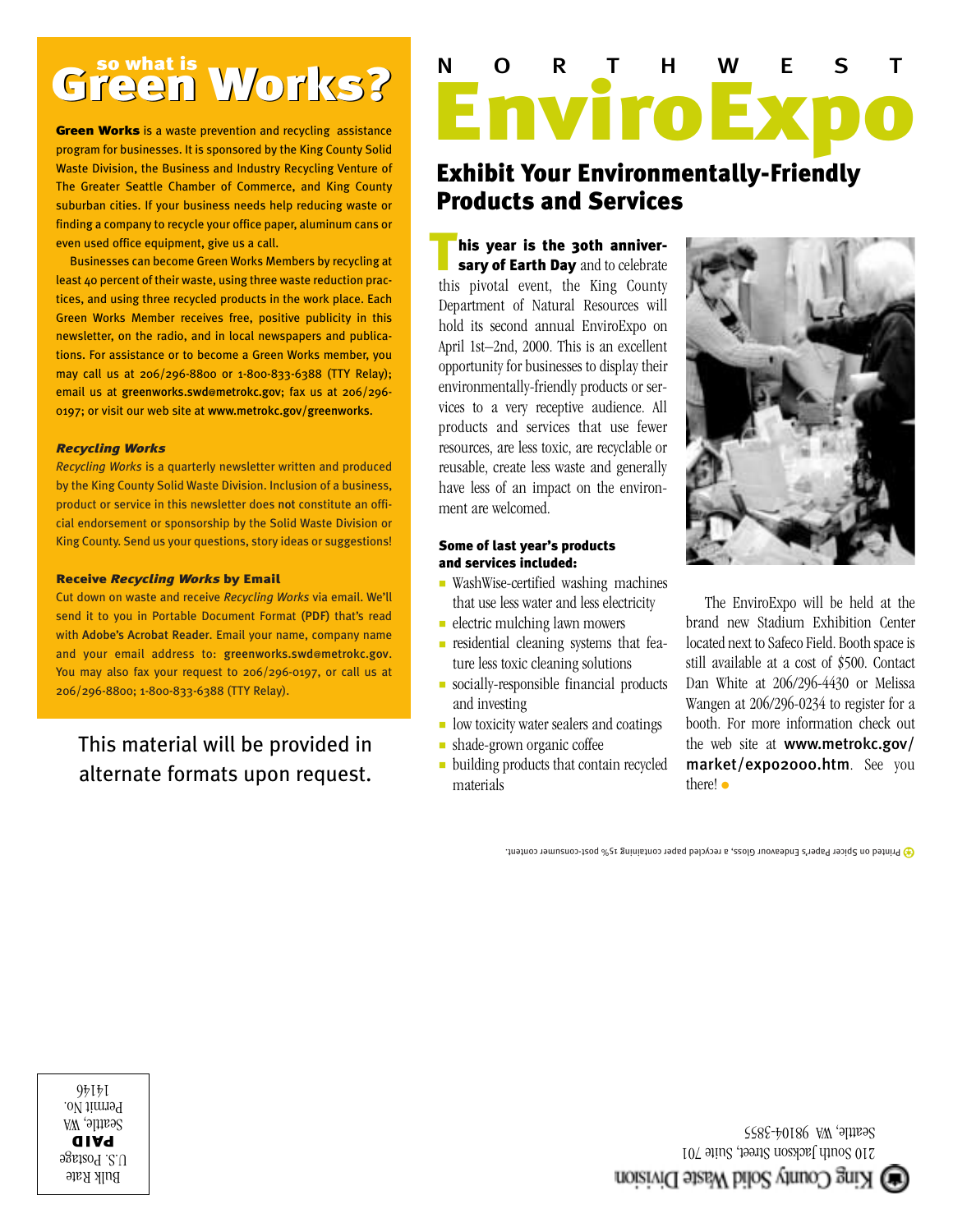# so what is Green Works?

**Green Works** is a waste prevention and recycling assistance program for businesses. It is sponsored by the King County Solid Waste Division, the Business and Industry Recycling Venture of The Greater Seattle Chamber of Commerce, and King County suburban cities. If your business needs help reducing waste or finding a company to recycle your office paper, aluminum cans or even used office equipment, give us a call.

Businesses can become Green Works Members by recycling at least 40 percent of their waste, using three waste reduction practices, and using three recycled products in the work place. Each Green Works Member receives free, positive publicity in this newsletter, on the radio, and in local newspapers and publications. For assistance or to become a Green Works member, you may call us at 206/296-8800 or 1-800-833-6388 (TTY Relay); email us at greenworks.swd@metrokc.gov; fax us at 206/296-0197; or visit our web site at www.metrokc.gov/greenworks.

### *Recycling Works*

*Recycling Works* is a quarterly newsletter written and produced by the King County Solid Waste Division. Inclusion of a business, product or service in this newsletter does not constitute an official endorsement or sponsorship by the Solid Waste Division or King County. Send us your questions, story ideas or suggestions!

### Receive *Recycling Works* by Email

Cut down on waste and receive *Recycling Works* via email. We'll send it to you in Portable Document Format (PDF) that's read with Adobe's Acrobat Reader. Email your name, company name and your email address to: **greenworks.swd@metrokc.gov**. You may also fax your request to 206/296-0197, or call us at 206/296-8800; 1-800-833-6388 (TTY Relay).

This material will be provided in alternate formats upon request.

# NORTHWEST EnviroExpo

## Exhibit Your Environmentally-Friendly Products and Services

**This year is the 30th anniversary of Earth Day** and to celebrate this pivotal event, the King County Department of Natural Resources will hold its second annual EnviroExpo on April 1st–2nd, 2000. This is an excellent opportunity for businesses to display their environmentally-friendly products or services to a very receptive audience. All products and services that use fewer resources, are less toxic, are recyclable or reusable, create less waste and generally have less of an impact on the environment are welcomed.

**Some of last year's products and services included:**

- WashWise-certified washing machines that use less water and less electricity
- electric mulching lawn mowers
- residential cleaning systems that feature less toxic cleaning solutions
- socially-responsible financial products and investing
- low toxicity water sealers and coatings
- shade-grown organic coffee
- building products that contain recycled materials

The EnviroExpo will be held at the brand new Stadium Exhibition Center located next to Safeco Field. Booth space is still available at a cost of $500. Contact Dan White at 206/296-4430 or Melissa Wangen at 206/296-0234 to register for a booth. For more information check out the web site at **www.metrokc.gov/market/expo2000.htm**. See you there!

Printed on Spicer Paper's Endeavour Gloss, a recycled paper containing 15% post-consumer content.

King County Solid Waste Division
210 South Jackson Street, Suite 701
Seattle, WA 98104-3855

Bulk Rate
U.S. Postage
**PAID**
Seattle, WA
Permit No.
14146